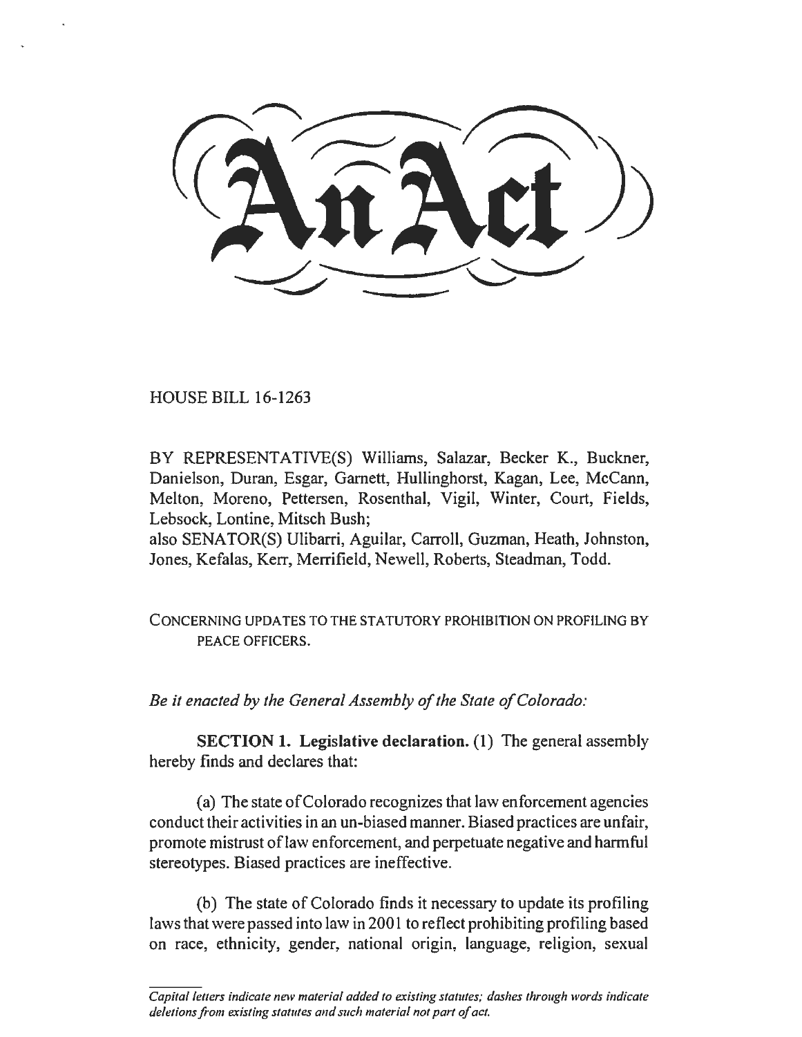# An Act

HOUSE BILL 16-1263

BY REPRESENTATIVE(S) Williams, Salazar, Becker K., Buckner, Danielson, Duran, Esgar, Garnett, Hullinghorst, Kagan, Lee, McCann, Melton, Moreno, Pettersen, Rosenthal, Vigil, Winter, Court, Fields, Lebsock, Lontine, Mitsch Bush;
also SENATOR(S) Ulibarri, Aguilar, Carroll, Guzman, Heath, Johnston, Jones, Kefalas, Kerr, Merrifield, Newell, Roberts, Steadman, Todd.

CONCERNING UPDATES TO THE STATUTORY PROHIBITION ON PROFILING BY PEACE OFFICERS.

*Be it enacted by the General Assembly of the State of Colorado:*

**SECTION 1. Legislative declaration.** (1) The general assembly hereby finds and declares that:

(a) The state of Colorado recognizes that law enforcement agencies conduct their activities in an un-biased manner. Biased practices are unfair, promote mistrust of law enforcement, and perpetuate negative and harmful stereotypes. Biased practices are ineffective.

(b) The state of Colorado finds it necessary to update its profiling laws that were passed into law in 2001 to reflect prohibiting profiling based on race, ethnicity, gender, national origin, language, religion, sexual

*Capital letters indicate new material added to existing statutes; dashes through words indicate deletions from existing statutes and such material not part of act.*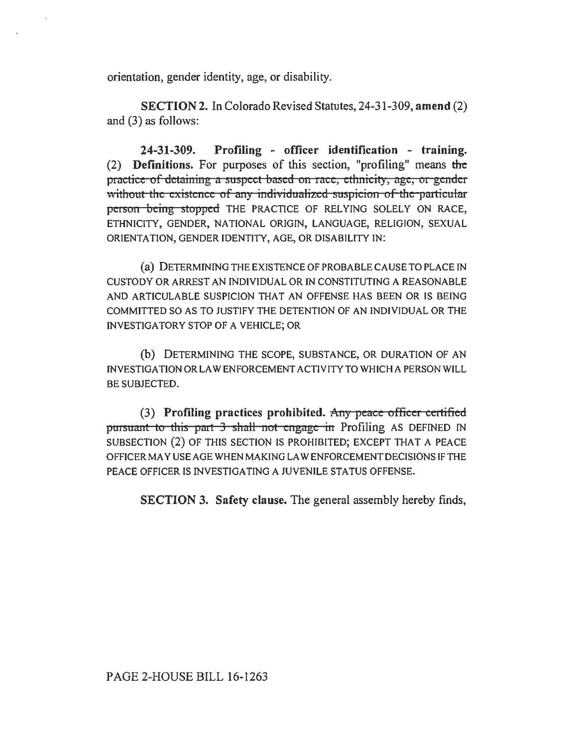orientation, gender identity, age, or disability.

**SECTION 2.** In Colorado Revised Statutes, 24-31-309, **amend** (2) and (3) as follows:

**24-31-309. Profiling - officer identification - training.** (2) **Definitions.** For purposes of this section, "profiling" means ~~the practice of detaining a suspect based on race, ethnicity, age, or gender without the existence of any individualized suspicion of the particular person being stopped~~ THE PRACTICE OF RELYING SOLELY ON RACE, ETHNICITY, GENDER, NATIONAL ORIGIN, LANGUAGE, RELIGION, SEXUAL ORIENTATION, GENDER IDENTITY, AGE, OR DISABILITY IN:

(a) DETERMINING THE EXISTENCE OF PROBABLE CAUSE TO PLACE IN CUSTODY OR ARREST AN INDIVIDUAL OR IN CONSTITUTING A REASONABLE AND ARTICULABLE SUSPICION THAT AN OFFENSE HAS BEEN OR IS BEING COMMITTED SO AS TO JUSTIFY THE DETENTION OF AN INDIVIDUAL OR THE INVESTIGATORY STOP OF A VEHICLE; OR

(b) DETERMINING THE SCOPE, SUBSTANCE, OR DURATION OF AN INVESTIGATION OR LAW ENFORCEMENT ACTIVITY TO WHICH A PERSON WILL BE SUBJECTED.

(3) **Profiling practices prohibited.** ~~Any peace officer certified pursuant to this part 3 shall not engage in~~ Profiling AS DEFINED IN SUBSECTION (2) OF THIS SECTION IS PROHIBITED; EXCEPT THAT A PEACE OFFICER MAY USE AGE WHEN MAKING LAW ENFORCEMENT DECISIONS IF THE PEACE OFFICER IS INVESTIGATING A JUVENILE STATUS OFFENSE.

**SECTION 3. Safety clause.** The general assembly hereby finds,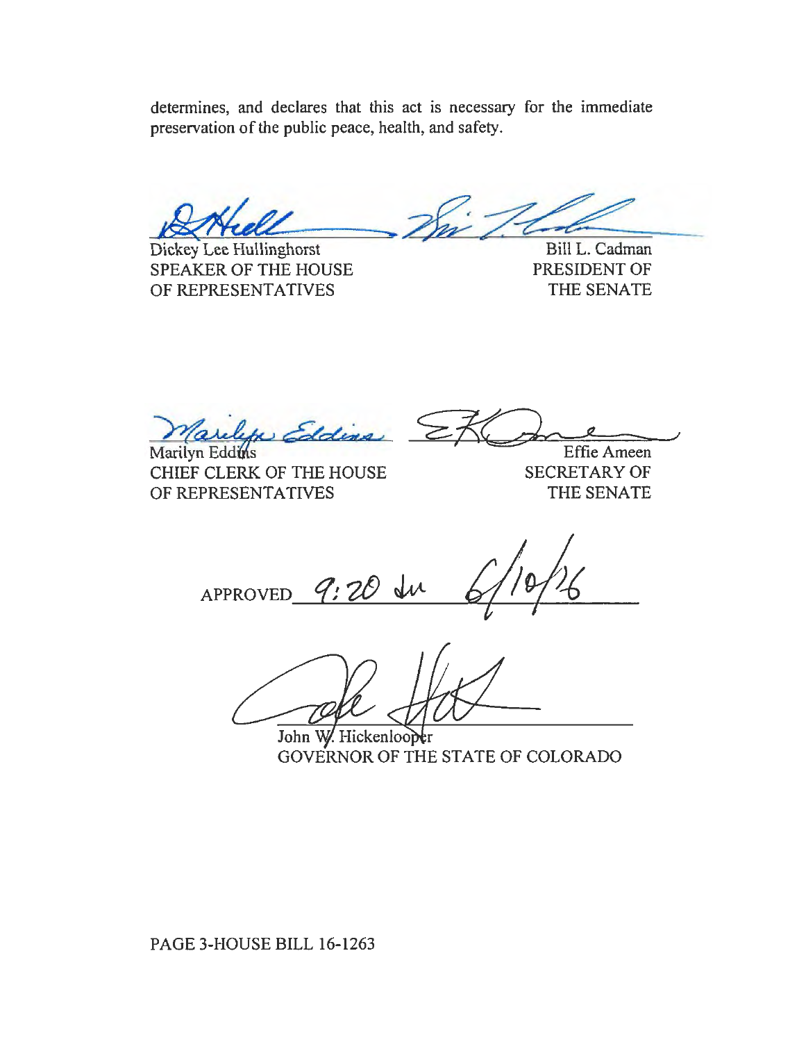determines, and declares that this act is necessary for the immediate preservation of the public peace, health, and safety.

Dickey Lee Hullinghorst
SPEAKER OF THE HOUSE
OF REPRESENTATIVES

Bill L. Cadman
PRESIDENT OF
THE SENATE

Marilyn Eddins
CHIEF CLERK OF THE HOUSE
OF REPRESENTATIVES

Effie Ameen
SECRETARY OF
THE SENATE

APPROVED 9:20 am 6/10/16

John W. Hickenlooper
GOVERNOR OF THE STATE OF COLORADO

PAGE 3-HOUSE BILL 16-1263